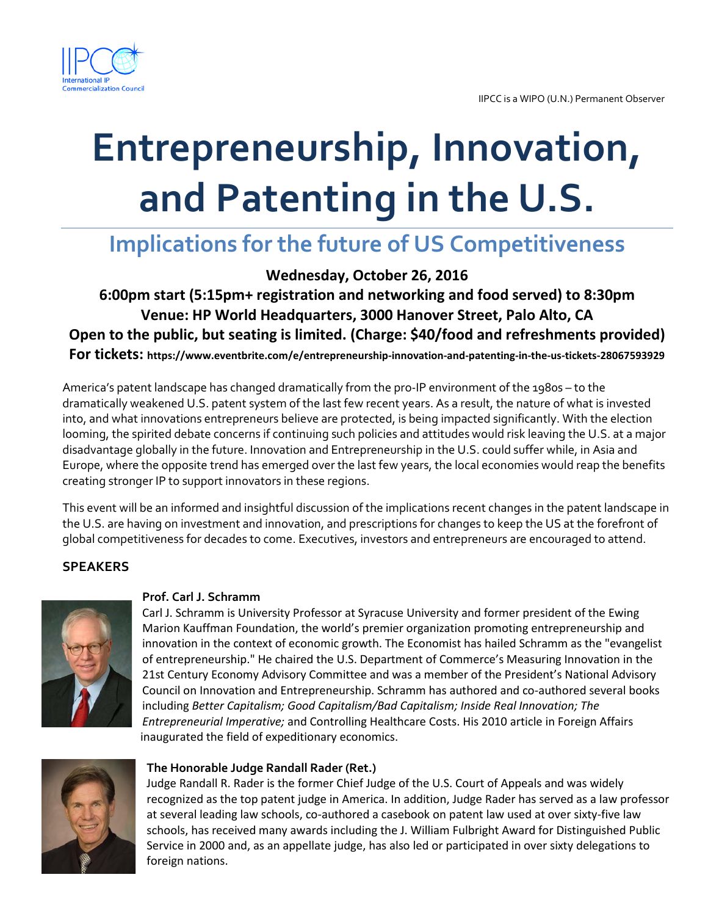IIPCC
International IP Commercialization Council

IIPCC is a WIPO (U.N.) Permanent Observer

# Entrepreneurship, Innovation, and Patenting in the U.S.

## Implications for the future of US Competitiveness

**Wednesday, October 26, 2016**

**6:00pm start (5:15pm+ registration and networking and food served) to 8:30pm**

**Venue: HP World Headquarters, 3000 Hanover Street, Palo Alto, CA**

**Open to the public, but seating is limited. (Charge: $40/food and refreshments provided)**

**For tickets: https://www.eventbrite.com/e/entrepreneurship-innovation-and-patenting-in-the-us-tickets-28067593929**

America's patent landscape has changed dramatically from the pro-IP environment of the 1980s – to the dramatically weakened U.S. patent system of the last few recent years. As a result, the nature of what is invested into, and what innovations entrepreneurs believe are protected, is being impacted significantly. With the election looming, the spirited debate concerns if continuing such policies and attitudes would risk leaving the U.S. at a major disadvantage globally in the future. Innovation and Entrepreneurship in the U.S. could suffer while, in Asia and Europe, where the opposite trend has emerged over the last few years, the local economies would reap the benefits creating stronger IP to support innovators in these regions.

This event will be an informed and insightful discussion of the implications recent changes in the patent landscape in the U.S. are having on investment and innovation, and prescriptions for changes to keep the US at the forefront of global competitiveness for decades to come. Executives, investors and entrepreneurs are encouraged to attend.

### SPEAKERS

**Prof. Carl J. Schramm**

Carl J. Schramm is University Professor at Syracuse University and former president of the Ewing Marion Kauffman Foundation, the world's premier organization promoting entrepreneurship and innovation in the context of economic growth. The Economist has hailed Schramm as the "evangelist of entrepreneurship." He chaired the U.S. Department of Commerce's Measuring Innovation in the 21st Century Economy Advisory Committee and was a member of the President's National Advisory Council on Innovation and Entrepreneurship. Schramm has authored and co-authored several books including *Better Capitalism; Good Capitalism/Bad Capitalism; Inside Real Innovation; The Entrepreneurial Imperative;* and Controlling Healthcare Costs. His 2010 article in Foreign Affairs inaugurated the field of expeditionary economics.

**The Honorable Judge Randall Rader (Ret.)**

Judge Randall R. Rader is the former Chief Judge of the U.S. Court of Appeals and was widely recognized as the top patent judge in America. In addition, Judge Rader has served as a law professor at several leading law schools, co-authored a casebook on patent law used at over sixty-five law schools, has received many awards including the J. William Fulbright Award for Distinguished Public Service in 2000 and, as an appellate judge, has also led or participated in over sixty delegations to foreign nations.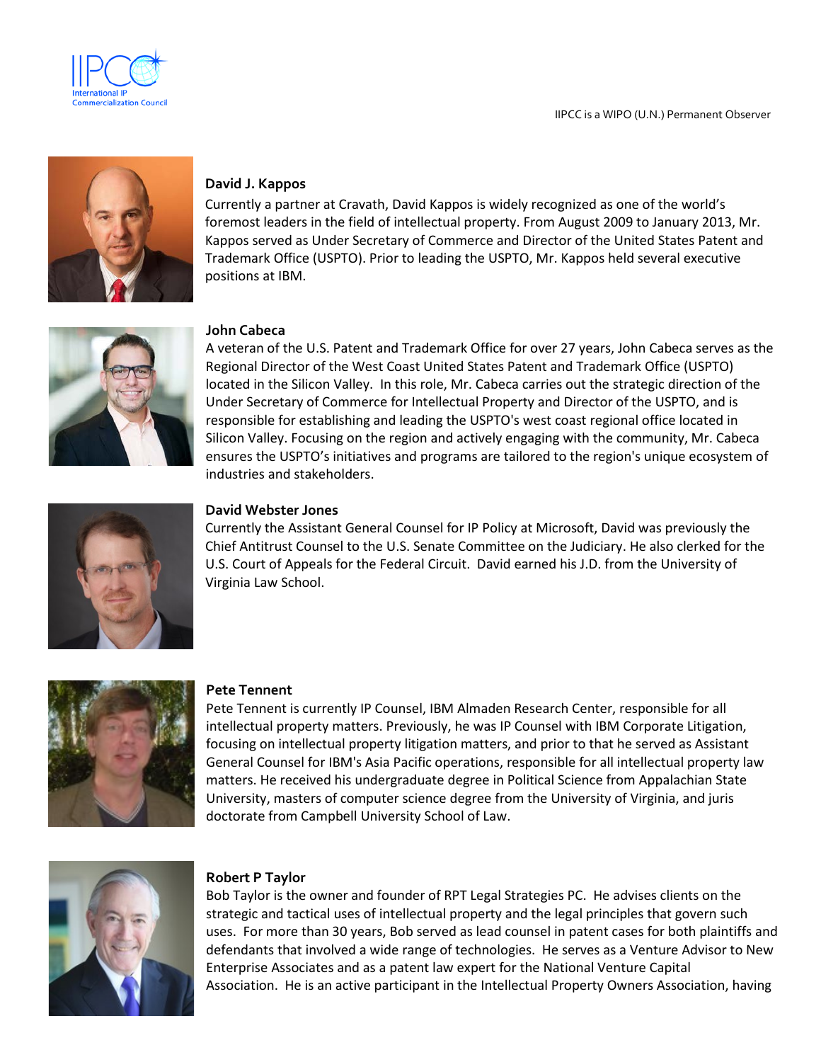**David J. Kappos**

Currently a partner at Cravath, David Kappos is widely recognized as one of the world's foremost leaders in the field of intellectual property. From August 2009 to January 2013, Mr. Kappos served as Under Secretary of Commerce and Director of the United States Patent and Trademark Office (USPTO). Prior to leading the USPTO, Mr. Kappos held several executive positions at IBM.

**John Cabeca**

A veteran of the U.S. Patent and Trademark Office for over 27 years, John Cabeca serves as the Regional Director of the West Coast United States Patent and Trademark Office (USPTO) located in the Silicon Valley. In this role, Mr. Cabeca carries out the strategic direction of the Under Secretary of Commerce for Intellectual Property and Director of the USPTO, and is responsible for establishing and leading the USPTO's west coast regional office located in Silicon Valley. Focusing on the region and actively engaging with the community, Mr. Cabeca ensures the USPTO's initiatives and programs are tailored to the region's unique ecosystem of industries and stakeholders.

**David Webster Jones**

Currently the Assistant General Counsel for IP Policy at Microsoft, David was previously the Chief Antitrust Counsel to the U.S. Senate Committee on the Judiciary. He also clerked for the U.S. Court of Appeals for the Federal Circuit. David earned his J.D. from the University of Virginia Law School.

**Pete Tennent**

Pete Tennent is currently IP Counsel, IBM Almaden Research Center, responsible for all intellectual property matters. Previously, he was IP Counsel with IBM Corporate Litigation, focusing on intellectual property litigation matters, and prior to that he served as Assistant General Counsel for IBM's Asia Pacific operations, responsible for all intellectual property law matters. He received his undergraduate degree in Political Science from Appalachian State University, masters of computer science degree from the University of Virginia, and juris doctorate from Campbell University School of Law.

**Robert P Taylor**

Bob Taylor is the owner and founder of RPT Legal Strategies PC. He advises clients on the strategic and tactical uses of intellectual property and the legal principles that govern such uses. For more than 30 years, Bob served as lead counsel in patent cases for both plaintiffs and defendants that involved a wide range of technologies. He serves as a Venture Advisor to New Enterprise Associates and as a patent law expert for the National Venture Capital Association. He is an active participant in the Intellectual Property Owners Association, having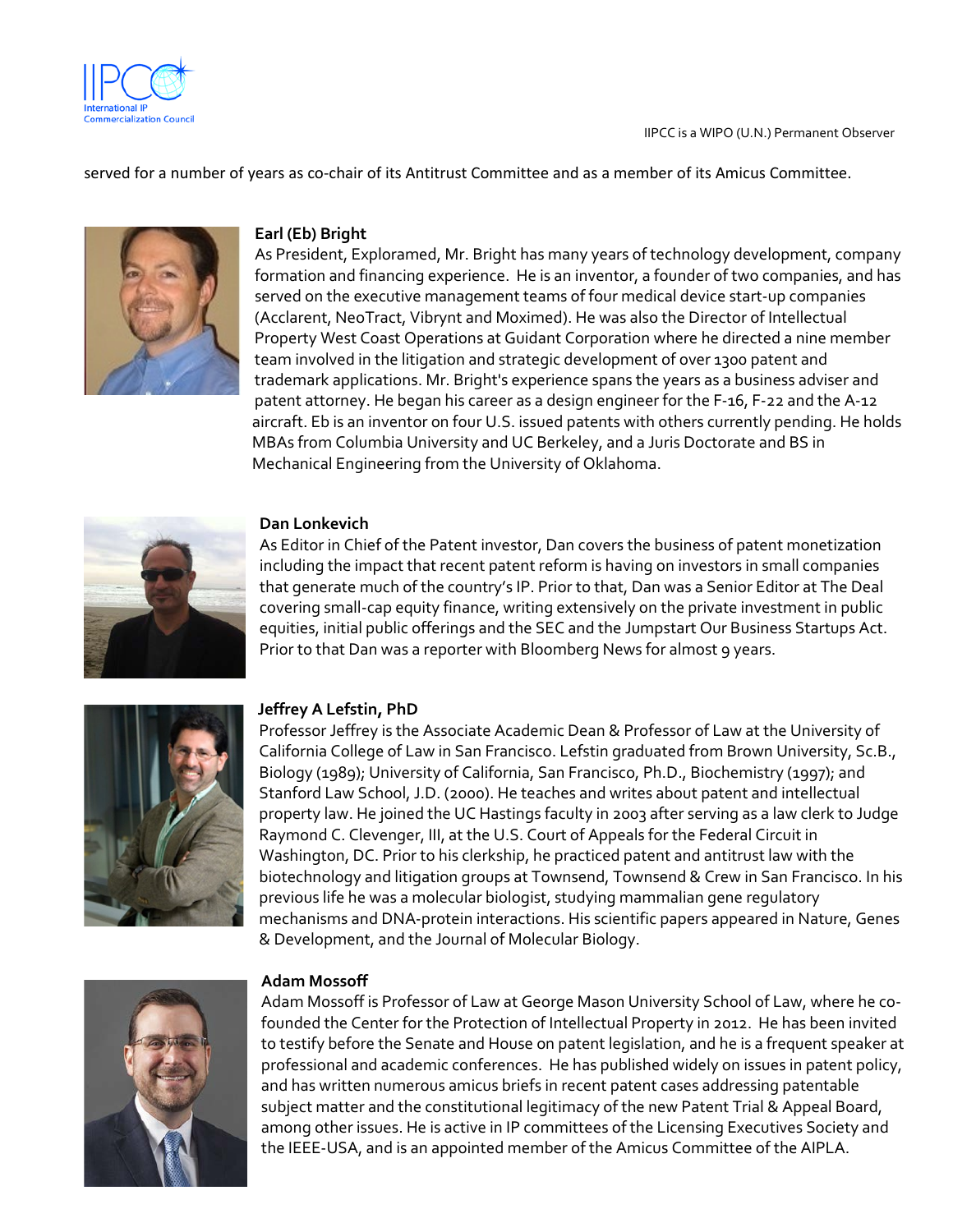served for a number of years as co-chair of its Antitrust Committee and as a member of its Amicus Committee.

**Earl (Eb) Bright**

As President, Exploramed, Mr. Bright has many years of technology development, company formation and financing experience. He is an inventor, a founder of two companies, and has served on the executive management teams of four medical device start-up companies (Acclarent, NeoTract, Vibrynt and Moximed). He was also the Director of Intellectual Property West Coast Operations at Guidant Corporation where he directed a nine member team involved in the litigation and strategic development of over 1300 patent and trademark applications. Mr. Bright's experience spans the years as a business adviser and patent attorney. He began his career as a design engineer for the F-16, F-22 and the A-12 aircraft. Eb is an inventor on four U.S. issued patents with others currently pending. He holds MBAs from Columbia University and UC Berkeley, and a Juris Doctorate and BS in Mechanical Engineering from the University of Oklahoma.

**Dan Lonkevich**

As Editor in Chief of the Patent investor, Dan covers the business of patent monetization including the impact that recent patent reform is having on investors in small companies that generate much of the country's IP. Prior to that, Dan was a Senior Editor at The Deal covering small-cap equity finance, writing extensively on the private investment in public equities, initial public offerings and the SEC and the Jumpstart Our Business Startups Act. Prior to that Dan was a reporter with Bloomberg News for almost 9 years.

**Jeffrey A Lefstin, PhD**

Professor Jeffrey is the Associate Academic Dean & Professor of Law at the University of California College of Law in San Francisco. Lefstin graduated from Brown University, Sc.B., Biology (1989); University of California, San Francisco, Ph.D., Biochemistry (1997); and Stanford Law School, J.D. (2000). He teaches and writes about patent and intellectual property law. He joined the UC Hastings faculty in 2003 after serving as a law clerk to Judge Raymond C. Clevenger, III, at the U.S. Court of Appeals for the Federal Circuit in Washington, DC. Prior to his clerkship, he practiced patent and antitrust law with the biotechnology and litigation groups at Townsend, Townsend & Crew in San Francisco. In his previous life he was a molecular biologist, studying mammalian gene regulatory mechanisms and DNA-protein interactions. His scientific papers appeared in Nature, Genes & Development, and the Journal of Molecular Biology.

**Adam Mossoff**

Adam Mossoff is Professor of Law at George Mason University School of Law, where he co-founded the Center for the Protection of Intellectual Property in 2012. He has been invited to testify before the Senate and House on patent legislation, and he is a frequent speaker at professional and academic conferences. He has published widely on issues in patent policy, and has written numerous amicus briefs in recent patent cases addressing patentable subject matter and the constitutional legitimacy of the new Patent Trial & Appeal Board, among other issues. He is active in IP committees of the Licensing Executives Society and the IEEE-USA, and is an appointed member of the Amicus Committee of the AIPLA.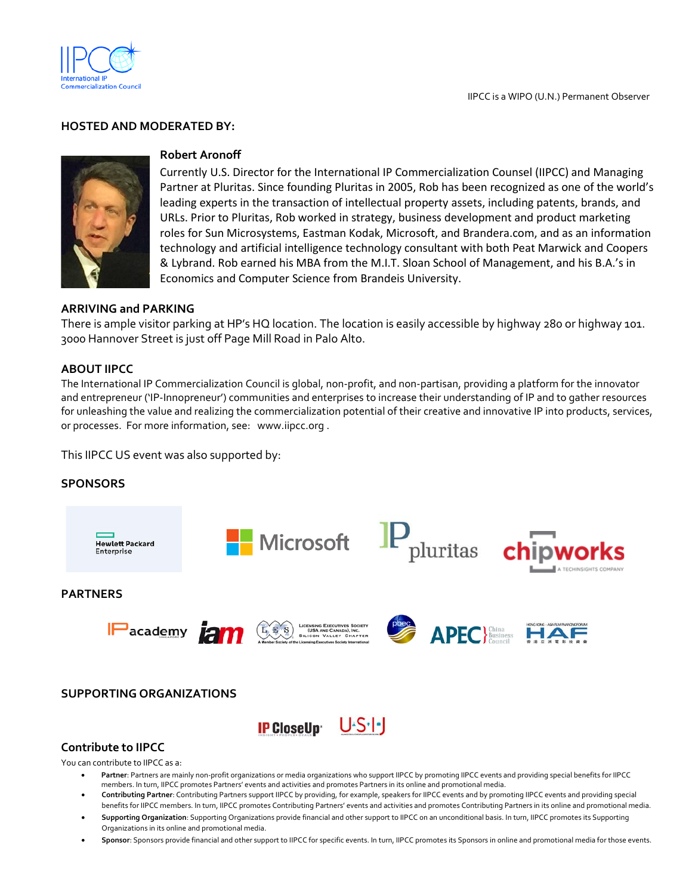IIPCC is a WIPO (U.N.) Permanent Observer

### HOSTED AND MODERATED BY:

**Robert Aronoff**

Currently U.S. Director for the International IP Commercialization Counsel (IIPCC) and Managing Partner at Pluritas. Since founding Pluritas in 2005, Rob has been recognized as one of the world's leading experts in the transaction of intellectual property assets, including patents, brands, and URLs. Prior to Pluritas, Rob worked in strategy, business development and product marketing roles for Sun Microsystems, Eastman Kodak, Microsoft, and Brandera.com, and as an information technology and artificial intelligence technology consultant with both Peat Marwick and Coopers & Lybrand. Rob earned his MBA from the M.I.T. Sloan School of Management, and his B.A.'s in Economics and Computer Science from Brandeis University.

### ARRIVING and PARKING

There is ample visitor parking at HP's HQ location. The location is easily accessible by highway 280 or highway 101. 3000 Hannover Street is just off Page Mill Road in Palo Alto.

### ABOUT IIPCC

The International IP Commercialization Council is global, non-profit, and non-partisan, providing a platform for the innovator and entrepreneur ('IP-Innopreneur') communities and enterprises to increase their understanding of IP and to gather resources for unleashing the value and realizing the commercialization potential of their creative and innovative IP into products, services, or processes. For more information, see: www.iipcc.org .

This IIPCC US event was also supported by:

### SPONSORS

### PARTNERS

### SUPPORTING ORGANIZATIONS

### Contribute to IIPCC

You can contribute to IIPCC as a:

- **Partner**: Partners are mainly non-profit organizations or media organizations who support IIPCC by promoting IIPCC events and providing special benefits for IIPCC members. In turn, IIPCC promotes Partners' events and activities and promotes Partners in its online and promotional media.
- **Contributing Partner**: Contributing Partners support IIPCC by providing, for example, speakers for IIPCC events and by promoting IIPCC events and providing special benefits for IIPCC members. In turn, IIPCC promotes Contributing Partners' events and activities and promotes Contributing Partners in its online and promotional media.
- **Supporting Organization**: Supporting Organizations provide financial and other support to IIPCC on an unconditional basis. In turn, IIPCC promotes its Supporting Organizations in its online and promotional media.
- **Sponsor**: Sponsors provide financial and other support to IIPCC for specific events. In turn, IIPCC promotes its Sponsors in online and promotional media for those events.